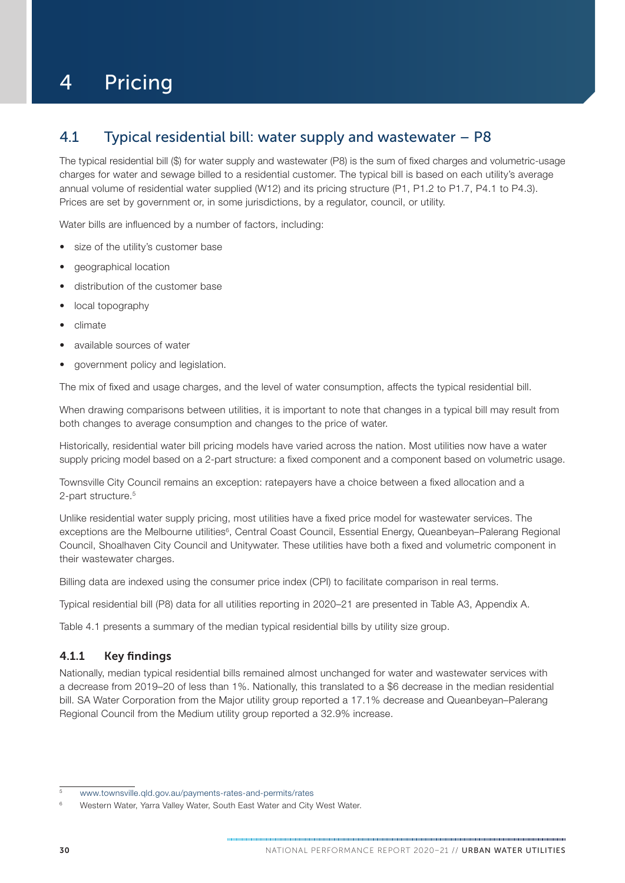# 4 Pricing

## 4.1 Typical residential bill: water supply and wastewater – P8

The typical residential bill ($) for water supply and wastewater (P8) is the sum of fixed charges and volumetric-usage charges for water and sewage billed to a residential customer. The typical bill is based on each utility's average annual volume of residential water supplied (W12) and its pricing structure (P1, P1.2 to P1.7, P4.1 to P4.3). Prices are set by government or, in some jurisdictions, by a regulator, council, or utility.

Water bills are influenced by a number of factors, including:

- size of the utility's customer base
- geographical location
- distribution of the customer base
- local topography
- climate
- available sources of water
- government policy and legislation.

The mix of fixed and usage charges, and the level of water consumption, affects the typical residential bill.

When drawing comparisons between utilities, it is important to note that changes in a typical bill may result from both changes to average consumption and changes to the price of water.

Historically, residential water bill pricing models have varied across the nation. Most utilities now have a water supply pricing model based on a 2-part structure: a fixed component and a component based on volumetric usage.

Townsville City Council remains an exception: ratepayers have a choice between a fixed allocation and a 2-part structure.[5]

Unlike residential water supply pricing, most utilities have a fixed price model for wastewater services. The exceptions are the Melbourne utilities[6], Central Coast Council, Essential Energy, Queanbeyan–Palerang Regional Council, Shoalhaven City Council and Unitywater. These utilities have both a fixed and volumetric component in their wastewater charges.

Billing data are indexed using the consumer price index (CPI) to facilitate comparison in real terms.

Typical residential bill (P8) data for all utilities reporting in 2020–21 are presented in Table A3, Appendix A.

Table 4.1 presents a summary of the median typical residential bills by utility size group.

### 4.1.1 Key findings

Nationally, median typical residential bills remained almost unchanged for water and wastewater services with a decrease from 2019–20 of less than 1%. Nationally, this translated to a $6 decrease in the median residential bill. SA Water Corporation from the Major utility group reported a 17.1% decrease and Queanbeyan–Palerang Regional Council from the Medium utility group reported a 32.9% increase.

---

[5] www.townsville.qld.gov.au/payments-rates-and-permits/rates

[6] Western Water, Yarra Valley Water, South East Water and City West Water.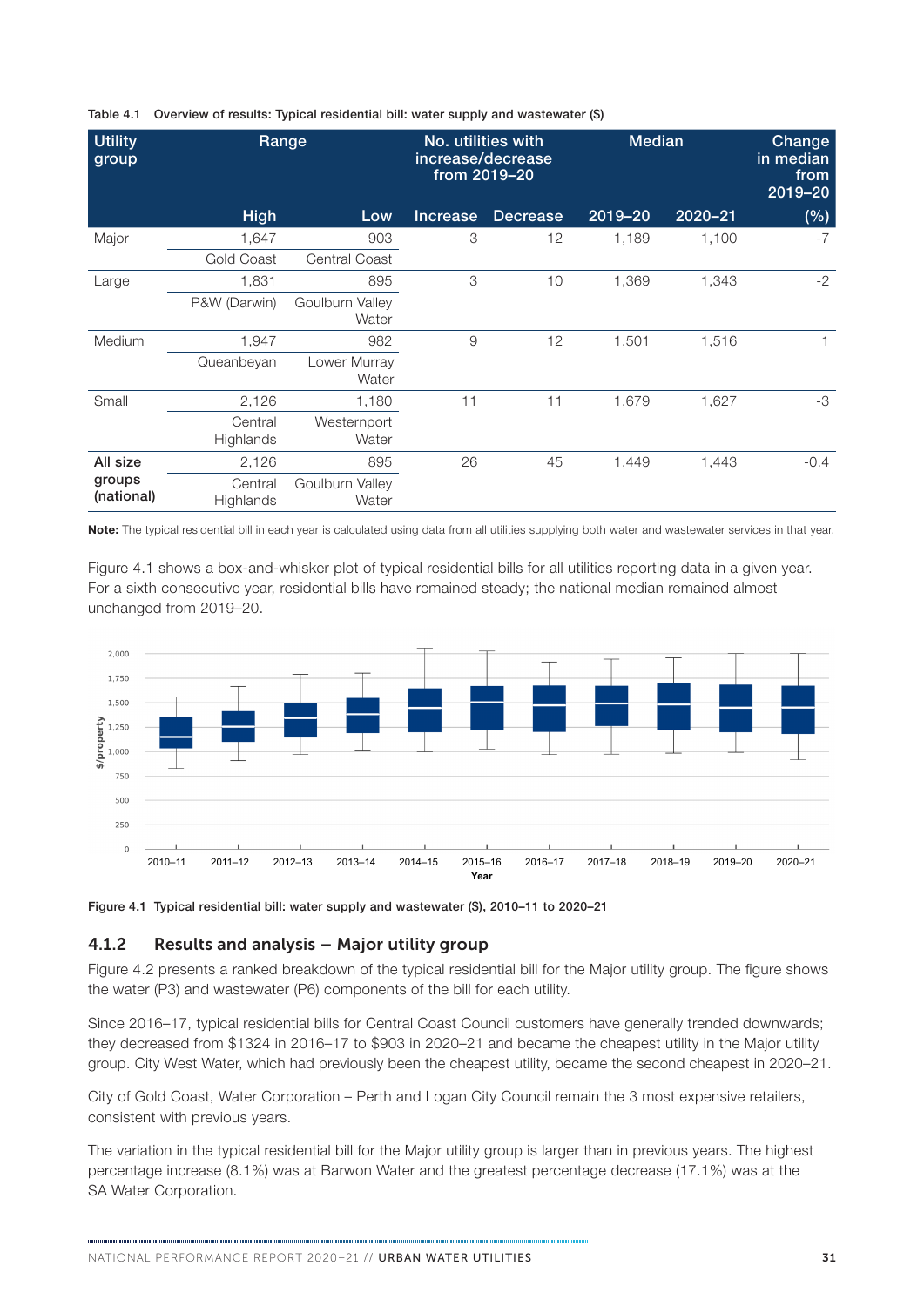Table 4.1 Overview of results: Typical residential bill: water supply and wastewater ($)

| Utility group | Range | | No. utilities with increase/decrease from 2019–20 | | Median | | Change in median from 2019–20 |
|---|---|---|---|---|---|---|---|
| | High | Low | Increase | Decrease | 2019–20 | 2020–21 | (%) |
| Major | 1,647 | 903 | 3 | 12 | 1,189 | 1,100 | -7 |
| | Gold Coast | Central Coast | | | | | |
| Large | 1,831 | 895 | 3 | 10 | 1,369 | 1,343 | -2 |
| | P&W (Darwin) | Goulburn Valley Water | | | | | |
| Medium | 1,947 | 982 | 9 | 12 | 1,501 | 1,516 | 1 |
| | Queanbeyan | Lower Murray Water | | | | | |
| Small | 2,126 | 1,180 | 11 | 11 | 1,679 | 1,627 | -3 |
| | Central Highlands | Westernport Water | | | | | |
| **All size groups (national)** | 2,126 | 895 | 26 | 45 | 1,449 | 1,443 | -0.4 |
| | Central Highlands | Goulburn Valley Water | | | | | |

**Note:** The typical residential bill in each year is calculated using data from all utilities supplying both water and wastewater services in that year.

Figure 4.1 shows a box-and-whisker plot of typical residential bills for all utilities reporting data in a given year. For a sixth consecutive year, residential bills have remained steady; the national median remained almost unchanged from 2019–20.

**Figure 4.1 Typical residential bill: water supply and wastewater ($), 2010–11 to 2020–21**

## 4.1.2 Results and analysis – Major utility group

Figure 4.2 presents a ranked breakdown of the typical residential bill for the Major utility group. The figure shows the water (P3) and wastewater (P6) components of the bill for each utility.

Since 2016–17, typical residential bills for Central Coast Council customers have generally trended downwards; they decreased from $1324 in 2016–17 to $903 in 2020–21 and became the cheapest utility in the Major utility group. City West Water, which had previously been the cheapest utility, became the second cheapest in 2020–21.

City of Gold Coast, Water Corporation – Perth and Logan City Council remain the 3 most expensive retailers, consistent with previous years.

The variation in the typical residential bill for the Major utility group is larger than in previous years. The highest percentage increase (8.1%) was at Barwon Water and the greatest percentage decrease (17.1%) was at the SA Water Corporation.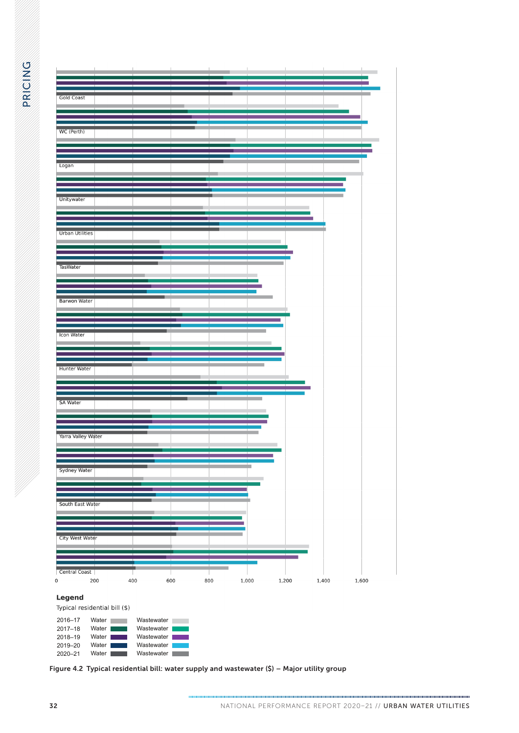Legend

Typical residential bill ($)

| | | |
|---|---|---|
| 2016–17 | Water | Wastewater |
| 2017–18 | Water | Wastewater |
| 2018–19 | Water | Wastewater |
| 2019–20 | Water | Wastewater |
| 2020–21 | Water | Wastewater |

Utilities: Gold Coast, WC (Perth), Logan, Unitywater, Urban Utilities, TasWater, Barwon Water, Icon Water, Hunter Water, SA Water, Yarra Valley Water, Sydney Water, South East Water, City West Water, Central Coast

Axis: 0, 200, 400, 600, 800, 1,000, 1,200, 1,400, 1,600

**Figure 4.2 Typical residential bill: water supply and wastewater ($) – Major utility group**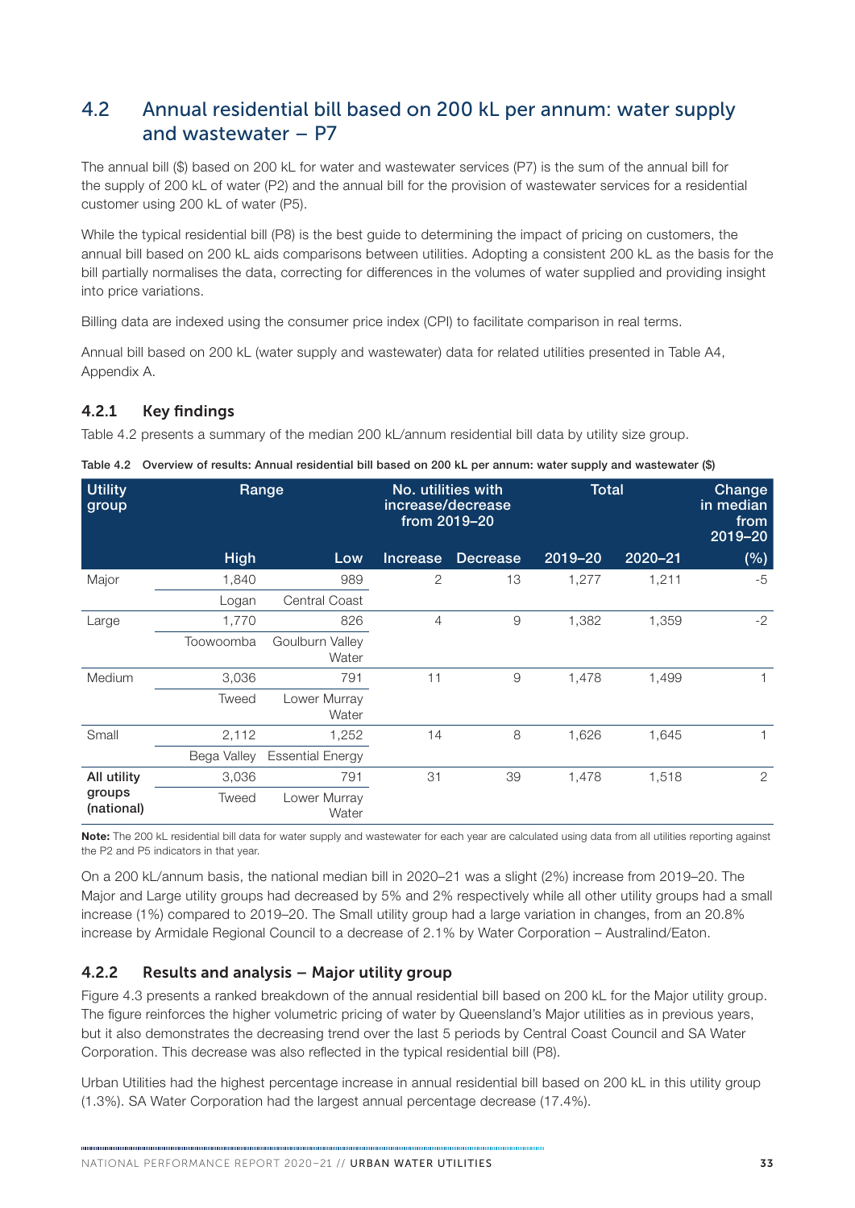## 4.2 Annual residential bill based on 200 kL per annum: water supply and wastewater – P7

The annual bill ($) based on 200 kL for water and wastewater services (P7) is the sum of the annual bill for the supply of 200 kL of water (P2) and the annual bill for the provision of wastewater services for a residential customer using 200 kL of water (P5).

While the typical residential bill (P8) is the best guide to determining the impact of pricing on customers, the annual bill based on 200 kL aids comparisons between utilities. Adopting a consistent 200 kL as the basis for the bill partially normalises the data, correcting for differences in the volumes of water supplied and providing insight into price variations.

Billing data are indexed using the consumer price index (CPI) to facilitate comparison in real terms.

Annual bill based on 200 kL (water supply and wastewater) data for related utilities presented in Table A4, Appendix A.

### 4.2.1 Key findings

Table 4.2 presents a summary of the median 200 kL/annum residential bill data by utility size group.

**Table 4.2 Overview of results: Annual residential bill based on 200 kL per annum: water supply and wastewater ($)**

| Utility group | Range | | No. utilities with increase/decrease from 2019–20 | | Total | | Change in median from 2019–20 |
|---|---|---|---|---|---|---|---|
| | High | Low | Increase | Decrease | 2019–20 | 2020–21 | (%) |
| Major | 1,840 | 989 | 2 | 13 | 1,277 | 1,211 | -5 |
| | Logan | Central Coast | | | | | |
| Large | 1,770 | 826 | 4 | 9 | 1,382 | 1,359 | -2 |
| | Toowoomba | Goulburn Valley Water | | | | | |
| Medium | 3,036 | 791 | 11 | 9 | 1,478 | 1,499 | 1 |
| | Tweed | Lower Murray Water | | | | | |
| Small | 2,112 | 1,252 | 14 | 8 | 1,626 | 1,645 | 1 |
| | Bega Valley | Essential Energy | | | | | |
| **All utility groups (national)** | 3,036 | 791 | 31 | 39 | 1,478 | 1,518 | 2 |
| | Tweed | Lower Murray Water | | | | | |

**Note:** The 200 kL residential bill data for water supply and wastewater for each year are calculated using data from all utilities reporting against the P2 and P5 indicators in that year.

On a 200 kL/annum basis, the national median bill in 2020–21 was a slight (2%) increase from 2019–20. The Major and Large utility groups had decreased by 5% and 2% respectively while all other utility groups had a small increase (1%) compared to 2019–20. The Small utility group had a large variation in changes, from an 20.8% increase by Armidale Regional Council to a decrease of 2.1% by Water Corporation – Australind/Eaton.

### 4.2.2 Results and analysis – Major utility group

Figure 4.3 presents a ranked breakdown of the annual residential bill based on 200 kL for the Major utility group. The figure reinforces the higher volumetric pricing of water by Queensland's Major utilities as in previous years, but it also demonstrates the decreasing trend over the last 5 periods by Central Coast Council and SA Water Corporation. This decrease was also reflected in the typical residential bill (P8).

Urban Utilities had the highest percentage increase in annual residential bill based on 200 kL in this utility group (1.3%). SA Water Corporation had the largest annual percentage decrease (17.4%).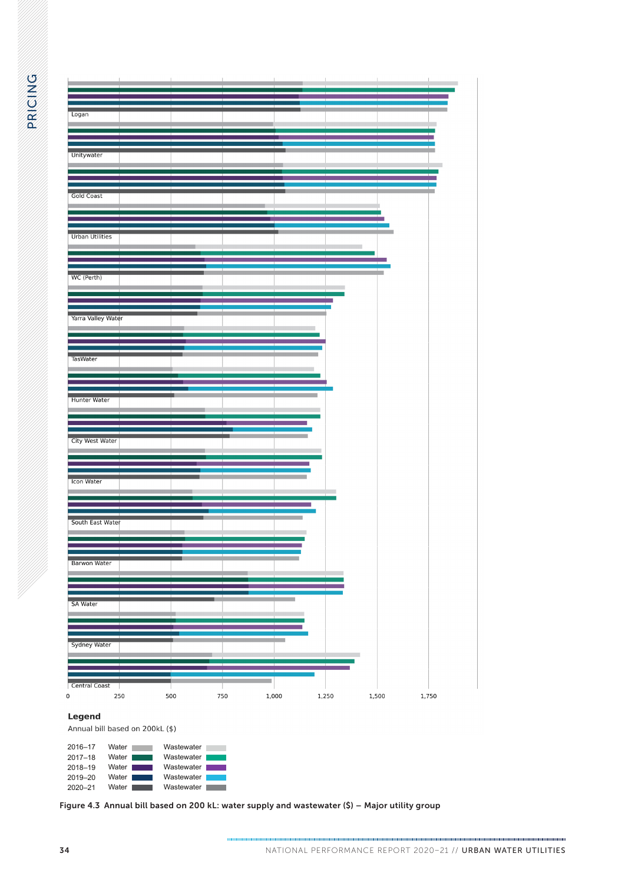Logan

Unitywater

Gold Coast

Urban Utilities

WC (Perth)

Yarra Valley Water

TasWater

Hunter Water

City West Water

Icon Water

South East Water

Barwon Water

SA Water

Sydney Water

Central Coast

0 250 500 750 1,000 1,250 1,500 1,750

**Legend**

Annual bill based on 200kL ($)

2016–17 Water Wastewater

2017–18 Water Wastewater

2018–19 Water Wastewater

2019–20 Water Wastewater

2020–21 Water Wastewater

**Figure 4.3 Annual bill based on 200 kL: water supply and wastewater ($) – Major utility group**